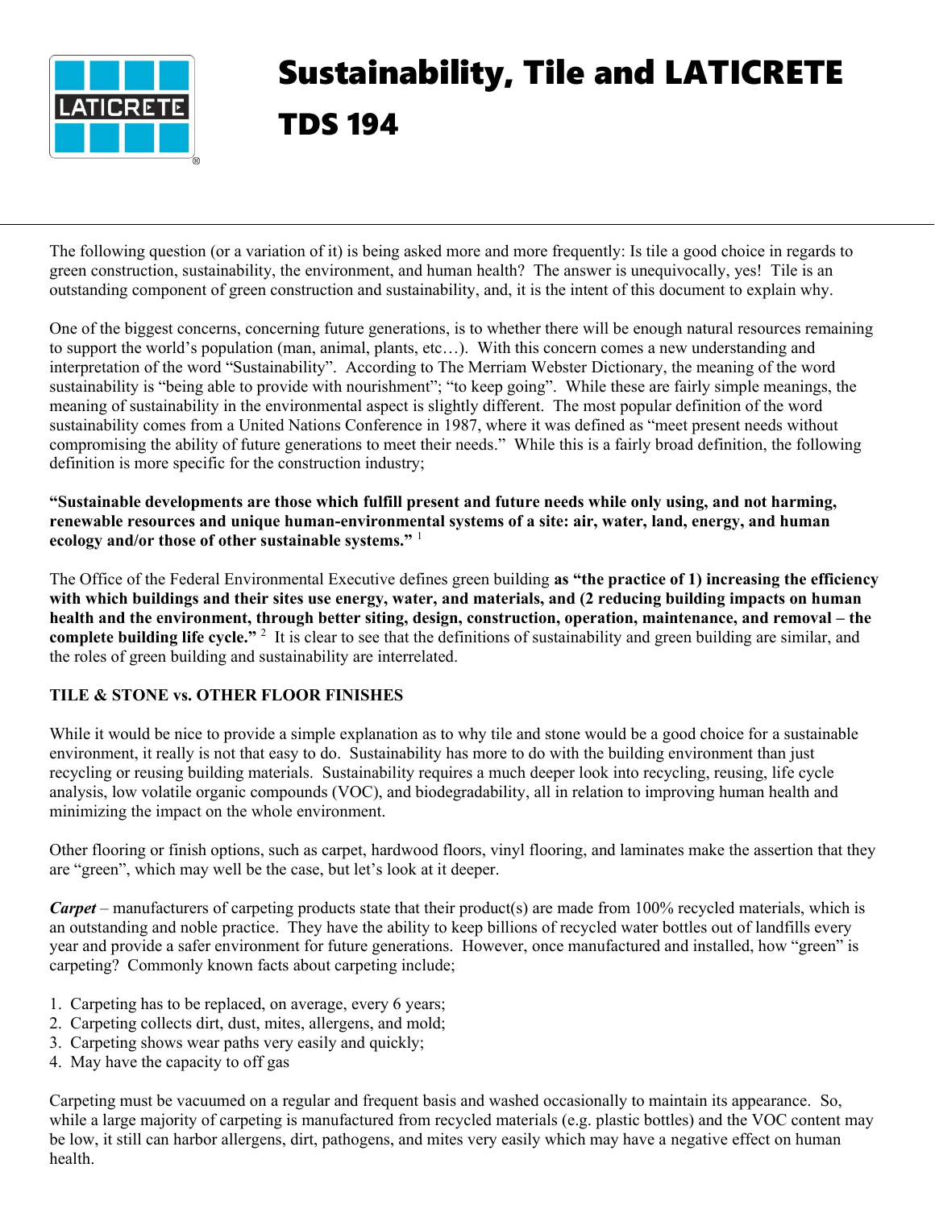# Sustainability, Tile and LATICRETE

## TDS 194

The following question (or a variation of it) is being asked more and more frequently: Is tile a good choice in regards to green construction, sustainability, the environment, and human health? The answer is unequivocally, yes! Tile is an outstanding component of green construction and sustainability, and, it is the intent of this document to explain why.

One of the biggest concerns, concerning future generations, is to whether there will be enough natural resources remaining to support the world's population (man, animal, plants, etc…). With this concern comes a new understanding and interpretation of the word "Sustainability". According to The Merriam Webster Dictionary, the meaning of the word sustainability is "being able to provide with nourishment"; "to keep going". While these are fairly simple meanings, the meaning of sustainability in the environmental aspect is slightly different. The most popular definition of the word sustainability comes from a United Nations Conference in 1987, where it was defined as "meet present needs without compromising the ability of future generations to meet their needs." While this is a fairly broad definition, the following definition is more specific for the construction industry;

**"Sustainable developments are those which fulfill present and future needs while only using, and not harming, renewable resources and unique human-environmental systems of a site: air, water, land, energy, and human ecology and/or those of other sustainable systems."** [1]

The Office of the Federal Environmental Executive defines green building **as "the practice of 1) increasing the efficiency with which buildings and their sites use energy, water, and materials, and (2 reducing building impacts on human health and the environment, through better siting, design, construction, operation, maintenance, and removal – the complete building life cycle."** [2] It is clear to see that the definitions of sustainability and green building are similar, and the roles of green building and sustainability are interrelated.

**TILE & STONE vs. OTHER FLOOR FINISHES**

While it would be nice to provide a simple explanation as to why tile and stone would be a good choice for a sustainable environment, it really is not that easy to do. Sustainability has more to do with the building environment than just recycling or reusing building materials. Sustainability requires a much deeper look into recycling, reusing, life cycle analysis, low volatile organic compounds (VOC), and biodegradability, all in relation to improving human health and minimizing the impact on the whole environment.

Other flooring or finish options, such as carpet, hardwood floors, vinyl flooring, and laminates make the assertion that they are "green", which may well be the case, but let's look at it deeper.

***Carpet*** – manufacturers of carpeting products state that their product(s) are made from 100% recycled materials, which is an outstanding and noble practice. They have the ability to keep billions of recycled water bottles out of landfills every year and provide a safer environment for future generations. However, once manufactured and installed, how "green" is carpeting? Commonly known facts about carpeting include;

1. Carpeting has to be replaced, on average, every 6 years;
2. Carpeting collects dirt, dust, mites, allergens, and mold;
3. Carpeting shows wear paths very easily and quickly;
4. May have the capacity to off gas

Carpeting must be vacuumed on a regular and frequent basis and washed occasionally to maintain its appearance. So, while a large majority of carpeting is manufactured from recycled materials (e.g. plastic bottles) and the VOC content may be low, it still can harbor allergens, dirt, pathogens, and mites very easily which may have a negative effect on human health.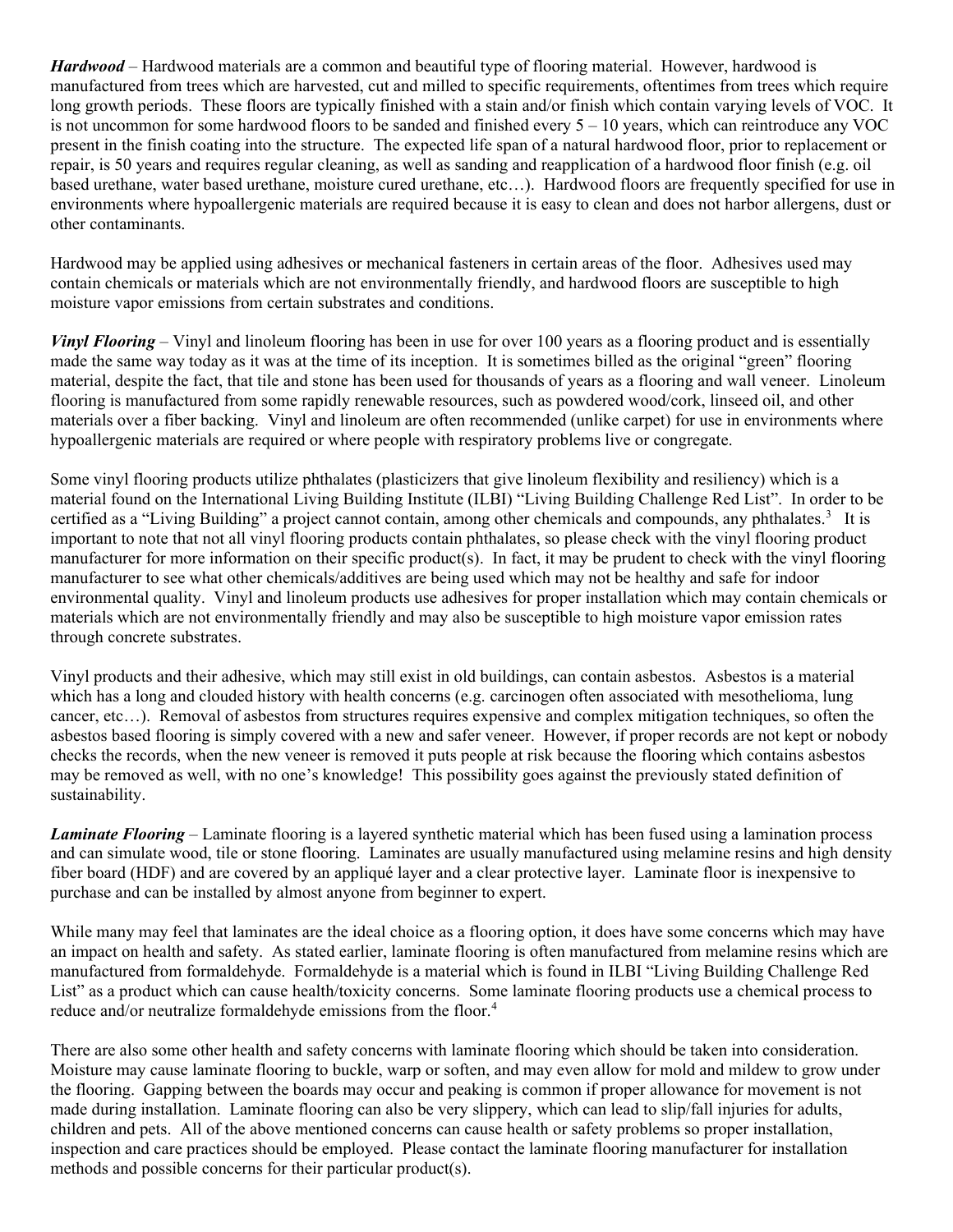***Hardwood*** – Hardwood materials are a common and beautiful type of flooring material. However, hardwood is manufactured from trees which are harvested, cut and milled to specific requirements, oftentimes from trees which require long growth periods. These floors are typically finished with a stain and/or finish which contain varying levels of VOC. It is not uncommon for some hardwood floors to be sanded and finished every 5 – 10 years, which can reintroduce any VOC present in the finish coating into the structure. The expected life span of a natural hardwood floor, prior to replacement or repair, is 50 years and requires regular cleaning, as well as sanding and reapplication of a hardwood floor finish (e.g. oil based urethane, water based urethane, moisture cured urethane, etc…). Hardwood floors are frequently specified for use in environments where hypoallergenic materials are required because it is easy to clean and does not harbor allergens, dust or other contaminants.

Hardwood may be applied using adhesives or mechanical fasteners in certain areas of the floor. Adhesives used may contain chemicals or materials which are not environmentally friendly, and hardwood floors are susceptible to high moisture vapor emissions from certain substrates and conditions.

***Vinyl Flooring*** – Vinyl and linoleum flooring has been in use for over 100 years as a flooring product and is essentially made the same way today as it was at the time of its inception. It is sometimes billed as the original "green" flooring material, despite the fact, that tile and stone has been used for thousands of years as a flooring and wall veneer. Linoleum flooring is manufactured from some rapidly renewable resources, such as powdered wood/cork, linseed oil, and other materials over a fiber backing. Vinyl and linoleum are often recommended (unlike carpet) for use in environments where hypoallergenic materials are required or where people with respiratory problems live or congregate.

Some vinyl flooring products utilize phthalates (plasticizers that give linoleum flexibility and resiliency) which is a material found on the International Living Building Institute (ILBI) "Living Building Challenge Red List". In order to be certified as a "Living Building" a project cannot contain, among other chemicals and compounds, any phthalates.[3] It is important to note that not all vinyl flooring products contain phthalates, so please check with the vinyl flooring product manufacturer for more information on their specific product(s). In fact, it may be prudent to check with the vinyl flooring manufacturer to see what other chemicals/additives are being used which may not be healthy and safe for indoor environmental quality. Vinyl and linoleum products use adhesives for proper installation which may contain chemicals or materials which are not environmentally friendly and may also be susceptible to high moisture vapor emission rates through concrete substrates.

Vinyl products and their adhesive, which may still exist in old buildings, can contain asbestos. Asbestos is a material which has a long and clouded history with health concerns (e.g. carcinogen often associated with mesothelioma, lung cancer, etc…). Removal of asbestos from structures requires expensive and complex mitigation techniques, so often the asbestos based flooring is simply covered with a new and safer veneer. However, if proper records are not kept or nobody checks the records, when the new veneer is removed it puts people at risk because the flooring which contains asbestos may be removed as well, with no one's knowledge! This possibility goes against the previously stated definition of sustainability.

***Laminate Flooring*** – Laminate flooring is a layered synthetic material which has been fused using a lamination process and can simulate wood, tile or stone flooring. Laminates are usually manufactured using melamine resins and high density fiber board (HDF) and are covered by an appliqué layer and a clear protective layer. Laminate floor is inexpensive to purchase and can be installed by almost anyone from beginner to expert.

While many may feel that laminates are the ideal choice as a flooring option, it does have some concerns which may have an impact on health and safety. As stated earlier, laminate flooring is often manufactured from melamine resins which are manufactured from formaldehyde. Formaldehyde is a material which is found in ILBI "Living Building Challenge Red List" as a product which can cause health/toxicity concerns. Some laminate flooring products use a chemical process to reduce and/or neutralize formaldehyde emissions from the floor.[4]

There are also some other health and safety concerns with laminate flooring which should be taken into consideration. Moisture may cause laminate flooring to buckle, warp or soften, and may even allow for mold and mildew to grow under the flooring. Gapping between the boards may occur and peaking is common if proper allowance for movement is not made during installation. Laminate flooring can also be very slippery, which can lead to slip/fall injuries for adults, children and pets. All of the above mentioned concerns can cause health or safety problems so proper installation, inspection and care practices should be employed. Please contact the laminate flooring manufacturer for installation methods and possible concerns for their particular product(s).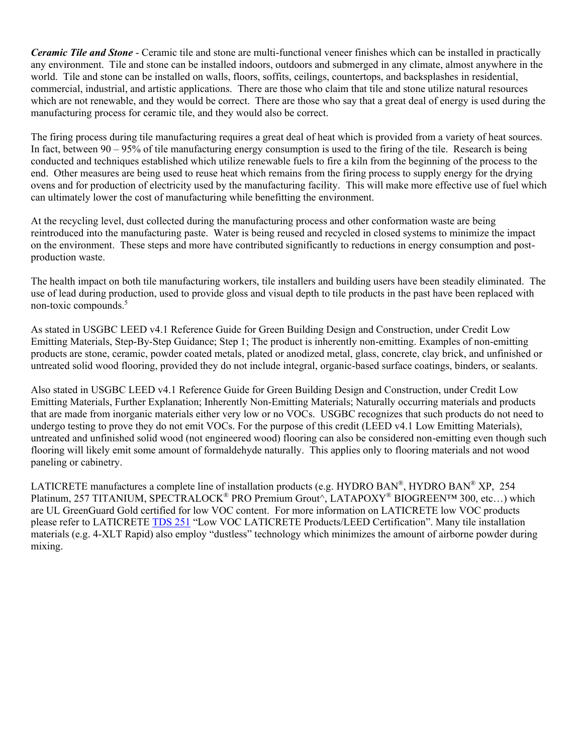***Ceramic Tile and Stone*** - Ceramic tile and stone are multi-functional veneer finishes which can be installed in practically any environment. Tile and stone can be installed indoors, outdoors and submerged in any climate, almost anywhere in the world. Tile and stone can be installed on walls, floors, soffits, ceilings, countertops, and backsplashes in residential, commercial, industrial, and artistic applications. There are those who claim that tile and stone utilize natural resources which are not renewable, and they would be correct. There are those who say that a great deal of energy is used during the manufacturing process for ceramic tile, and they would also be correct.

The firing process during tile manufacturing requires a great deal of heat which is provided from a variety of heat sources. In fact, between 90 – 95% of tile manufacturing energy consumption is used to the firing of the tile. Research is being conducted and techniques established which utilize renewable fuels to fire a kiln from the beginning of the process to the end. Other measures are being used to reuse heat which remains from the firing process to supply energy for the drying ovens and for production of electricity used by the manufacturing facility. This will make more effective use of fuel which can ultimately lower the cost of manufacturing while benefitting the environment.

At the recycling level, dust collected during the manufacturing process and other conformation waste are being reintroduced into the manufacturing paste. Water is being reused and recycled in closed systems to minimize the impact on the environment. These steps and more have contributed significantly to reductions in energy consumption and post-production waste.

The health impact on both tile manufacturing workers, tile installers and building users have been steadily eliminated. The use of lead during production, used to provide gloss and visual depth to tile products in the past have been replaced with non-toxic compounds.[5]

As stated in USGBC LEED v4.1 Reference Guide for Green Building Design and Construction, under Credit Low Emitting Materials, Step-By-Step Guidance; Step 1; The product is inherently non-emitting. Examples of non-emitting products are stone, ceramic, powder coated metals, plated or anodized metal, glass, concrete, clay brick, and unfinished or untreated solid wood flooring, provided they do not include integral, organic-based surface coatings, binders, or sealants.

Also stated in USGBC LEED v4.1 Reference Guide for Green Building Design and Construction, under Credit Low Emitting Materials, Further Explanation; Inherently Non-Emitting Materials; Naturally occurring materials and products that are made from inorganic materials either very low or no VOCs. USGBC recognizes that such products do not need to undergo testing to prove they do not emit VOCs. For the purpose of this credit (LEED v4.1 Low Emitting Materials), untreated and unfinished solid wood (not engineered wood) flooring can also be considered non-emitting even though such flooring will likely emit some amount of formaldehyde naturally. This applies only to flooring materials and not wood paneling or cabinetry.

LATICRETE manufactures a complete line of installation products (e.g. HYDRO BAN®, HYDRO BAN® XP, 254 Platinum, 257 TITANIUM, SPECTRALOCK® PRO Premium Grout^, LATAPOXY® BIOGREEN™ 300, etc…) which are UL GreenGuard Gold certified for low VOC content. For more information on LATICRETE low VOC products please refer to LATICRETE TDS 251 "Low VOC LATICRETE Products/LEED Certification". Many tile installation materials (e.g. 4-XLT Rapid) also employ "dustless" technology which minimizes the amount of airborne powder during mixing.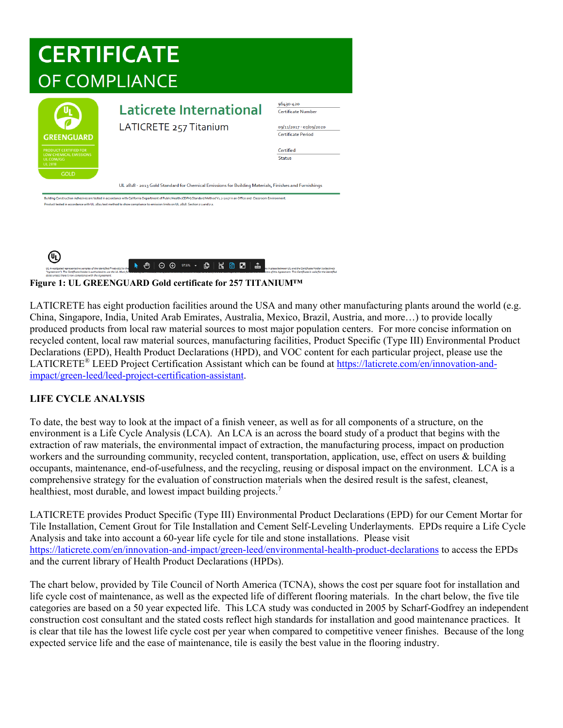# CERTIFICATE
OF COMPLIANCE

GREENGUARD
PRODUCT CERTIFIED FOR LOW CHEMICAL EMISSIONS
UL.COM/GG
UL 2818
GOLD

**Laticrete International**

LATICRETE 257 Titanium

96430-420
Certificate Number

09/11/2017 - 07/09/2020
Certificate Period

Certified
Status

UL 2818 - 2013 Gold Standard for Chemical Emissions for Building Materials, Finishes and Furnishings

Building Construction Adhesives are tested in accordance with California Department of Public Health (CDPH) Standard Method V1.2-2017 in an Office and Classroom Environment.
Product tested in accordance with UL 2821 test method to show compliance to emission limits on UL 2818. Section 7.1 and 7.2.

**Figure 1: UL GREENGUARD Gold certificate for 257 TITANIUM™**

LATICRETE has eight production facilities around the USA and many other manufacturing plants around the world (e.g. China, Singapore, India, United Arab Emirates, Australia, Mexico, Brazil, Austria, and more…) to provide locally produced products from local raw material sources to most major population centers. For more concise information on recycled content, local raw material sources, manufacturing facilities, Product Specific (Type III) Environmental Product Declarations (EPD), Health Product Declarations (HPD), and VOC content for each particular project, please use the LATICRETE® LEED Project Certification Assistant which can be found at https://laticrete.com/en/innovation-and-impact/green-leed/leed-project-certification-assistant.

## LIFE CYCLE ANALYSIS

To date, the best way to look at the impact of a finish veneer, as well as for all components of a structure, on the environment is a Life Cycle Analysis (LCA). An LCA is an across the board study of a product that begins with the extraction of raw materials, the environmental impact of extraction, the manufacturing process, impact on production workers and the surrounding community, recycled content, transportation, application, use, effect on users & building occupants, maintenance, end-of-usefulness, and the recycling, reusing or disposal impact on the environment. LCA is a comprehensive strategy for the evaluation of construction materials when the desired result is the safest, cleanest, healthiest, most durable, and lowest impact building projects.[7]

LATICRETE provides Product Specific (Type III) Environmental Product Declarations (EPD) for our Cement Mortar for Tile Installation, Cement Grout for Tile Installation and Cement Self-Leveling Underlayments. EPDs require a Life Cycle Analysis and take into account a 60-year life cycle for tile and stone installations. Please visit https://laticrete.com/en/innovation-and-impact/green-leed/environmental-health-product-declarations to access the EPDs and the current library of Health Product Declarations (HPDs).

The chart below, provided by Tile Council of North America (TCNA), shows the cost per square foot for installation and life cycle cost of maintenance, as well as the expected life of different flooring materials. In the chart below, the five tile categories are based on a 50 year expected life. This LCA study was conducted in 2005 by Scharf-Godfrey an independent construction cost consultant and the stated costs reflect high standards for installation and good maintenance practices. It is clear that tile has the lowest life cycle cost per year when compared to competitive veneer finishes. Because of the long expected service life and the ease of maintenance, tile is easily the best value in the flooring industry.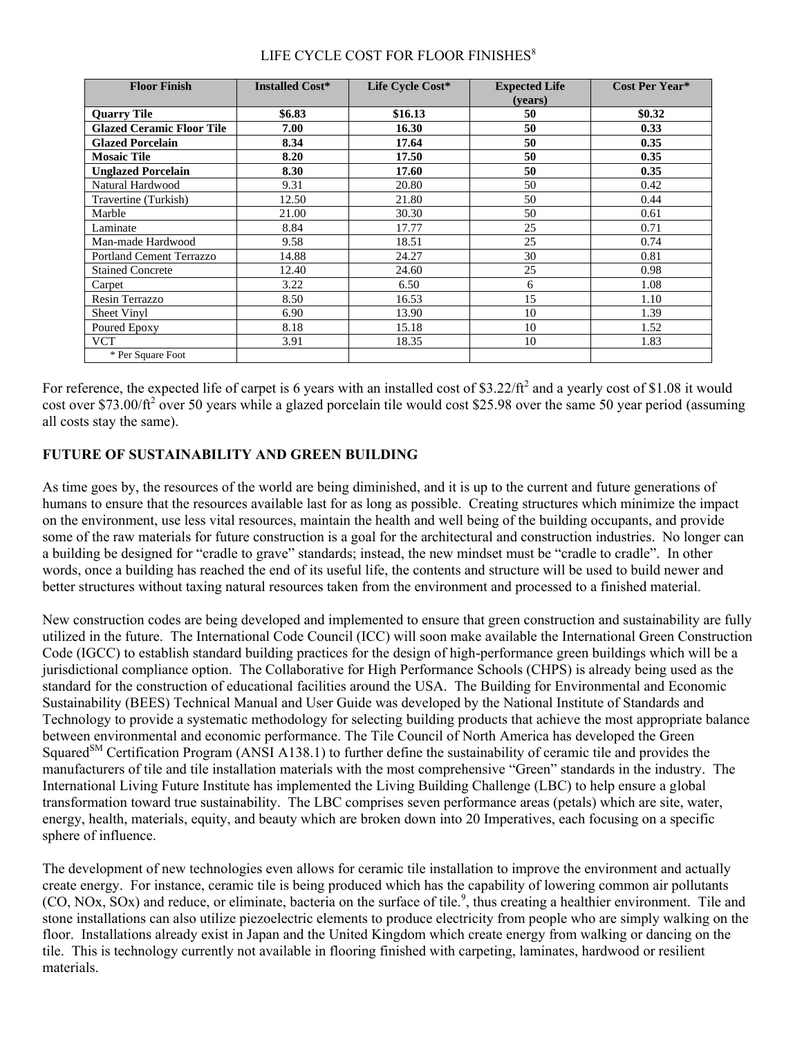LIFE CYCLE COST FOR FLOOR FINISHES[8]

| Floor Finish | Installed Cost* | Life Cycle Cost* | Expected Life (years) | Cost Per Year* |
|---|---|---|---|---|
| **Quarry Tile** | **$6.83** | **$16.13** | **50** | **$0.32** |
| **Glazed Ceramic Floor Tile** | **7.00** | **16.30** | **50** | **0.33** |
| **Glazed Porcelain** | **8.34** | **17.64** | **50** | **0.35** |
| **Mosaic Tile** | **8.20** | **17.50** | **50** | **0.35** |
| **Unglazed Porcelain** | **8.30** | **17.60** | **50** | **0.35** |
| Natural Hardwood | 9.31 | 20.80 | 50 | 0.42 |
| Travertine (Turkish) | 12.50 | 21.80 | 50 | 0.44 |
| Marble | 21.00 | 30.30 | 50 | 0.61 |
| Laminate | 8.84 | 17.77 | 25 | 0.71 |
| Man-made Hardwood | 9.58 | 18.51 | 25 | 0.74 |
| Portland Cement Terrazzo | 14.88 | 24.27 | 30 | 0.81 |
| Stained Concrete | 12.40 | 24.60 | 25 | 0.98 |
| Carpet | 3.22 | 6.50 | 6 | 1.08 |
| Resin Terrazzo | 8.50 | 16.53 | 15 | 1.10 |
| Sheet Vinyl | 6.90 | 13.90 | 10 | 1.39 |
| Poured Epoxy | 8.18 | 15.18 | 10 | 1.52 |
| VCT | 3.91 | 18.35 | 10 | 1.83 |
| * Per Square Foot | | | | |

For reference, the expected life of carpet is 6 years with an installed cost of $3.22/ft$^2$ and a yearly cost of $1.08 it would cost over $73.00/ft$^2$ over 50 years while a glazed porcelain tile would cost $25.98 over the same 50 year period (assuming all costs stay the same).

## FUTURE OF SUSTAINABILITY AND GREEN BUILDING

As time goes by, the resources of the world are being diminished, and it is up to the current and future generations of humans to ensure that the resources available last for as long as possible. Creating structures which minimize the impact on the environment, use less vital resources, maintain the health and well being of the building occupants, and provide some of the raw materials for future construction is a goal for the architectural and construction industries. No longer can a building be designed for "cradle to grave" standards; instead, the new mindset must be "cradle to cradle". In other words, once a building has reached the end of its useful life, the contents and structure will be used to build newer and better structures without taxing natural resources taken from the environment and processed to a finished material.

New construction codes are being developed and implemented to ensure that green construction and sustainability are fully utilized in the future. The International Code Council (ICC) will soon make available the International Green Construction Code (IGCC) to establish standard building practices for the design of high-performance green buildings which will be a jurisdictional compliance option. The Collaborative for High Performance Schools (CHPS) is already being used as the standard for the construction of educational facilities around the USA. The Building for Environmental and Economic Sustainability (BEES) Technical Manual and User Guide was developed by the National Institute of Standards and Technology to provide a systematic methodology for selecting building products that achieve the most appropriate balance between environmental and economic performance. The Tile Council of North America has developed the Green Squared[SM] Certification Program (ANSI A138.1) to further define the sustainability of ceramic tile and provides the manufacturers of tile and tile installation materials with the most comprehensive "Green" standards in the industry. The International Living Future Institute has implemented the Living Building Challenge (LBC) to help ensure a global transformation toward true sustainability. The LBC comprises seven performance areas (petals) which are site, water, energy, health, materials, equity, and beauty which are broken down into 20 Imperatives, each focusing on a specific sphere of influence.

The development of new technologies even allows for ceramic tile installation to improve the environment and actually create energy. For instance, ceramic tile is being produced which has the capability of lowering common air pollutants (CO, NOx, SOx) and reduce, or eliminate, bacteria on the surface of tile.[9], thus creating a healthier environment. Tile and stone installations can also utilize piezoelectric elements to produce electricity from people who are simply walking on the floor. Installations already exist in Japan and the United Kingdom which create energy from walking or dancing on the tile. This is technology currently not available in flooring finished with carpeting, laminates, hardwood or resilient materials.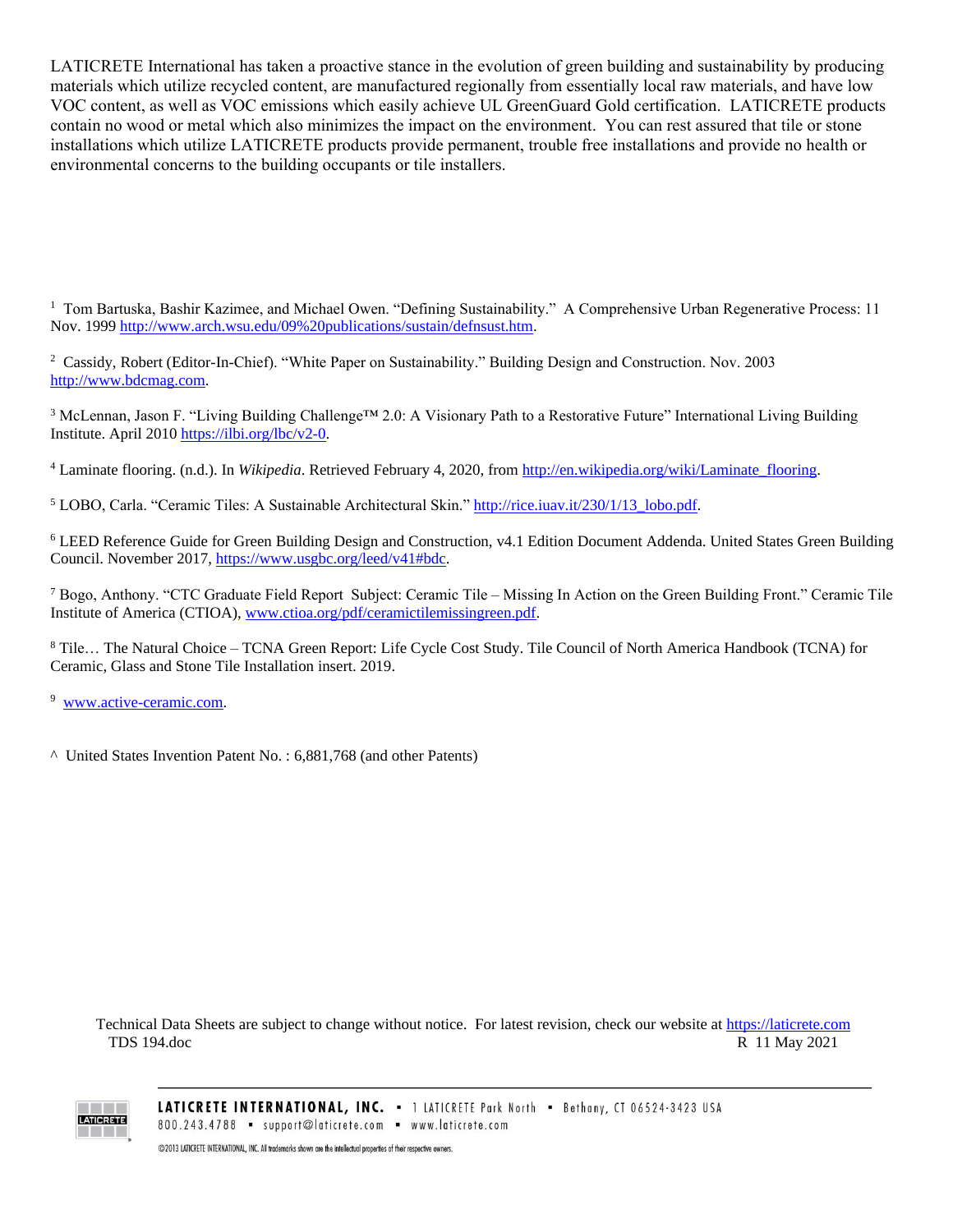LATICRETE International has taken a proactive stance in the evolution of green building and sustainability by producing materials which utilize recycled content, are manufactured regionally from essentially local raw materials, and have low VOC content, as well as VOC emissions which easily achieve UL GreenGuard Gold certification. LATICRETE products contain no wood or metal which also minimizes the impact on the environment. You can rest assured that tile or stone installations which utilize LATICRETE products provide permanent, trouble free installations and provide no health or environmental concerns to the building occupants or tile installers.

[1] Tom Bartuska, Bashir Kazimee, and Michael Owen. "Defining Sustainability." A Comprehensive Urban Regenerative Process: 11 Nov. 1999 http://www.arch.wsu.edu/09%20publications/sustain/defnsust.htm.

[2] Cassidy, Robert (Editor-In-Chief). "White Paper on Sustainability." Building Design and Construction. Nov. 2003 http://www.bdcmag.com.

[3] McLennan, Jason F. "Living Building Challenge™ 2.0: A Visionary Path to a Restorative Future" International Living Building Institute. April 2010 https://ilbi.org/lbc/v2-0.

[4] Laminate flooring. (n.d.). In *Wikipedia*. Retrieved February 4, 2020, from http://en.wikipedia.org/wiki/Laminate_flooring.

[5] LOBO, Carla. "Ceramic Tiles: A Sustainable Architectural Skin." http://rice.iuav.it/230/1/13_lobo.pdf.

[6] LEED Reference Guide for Green Building Design and Construction, v4.1 Edition Document Addenda. United States Green Building Council. November 2017, https://www.usgbc.org/leed/v41#bdc.

[7] Bogo, Anthony. "CTC Graduate Field Report Subject: Ceramic Tile – Missing In Action on the Green Building Front." Ceramic Tile Institute of America (CTIOA), www.ctioa.org/pdf/ceramictilemissingreen.pdf.

[8] Tile… The Natural Choice – TCNA Green Report: Life Cycle Cost Study. Tile Council of North America Handbook (TCNA) for Ceramic, Glass and Stone Tile Installation insert. 2019.

[9] www.active-ceramic.com.

^ United States Invention Patent No. : 6,881,768 (and other Patents)

Technical Data Sheets are subject to change without notice. For latest revision, check our website at https://laticrete.com

TDS 194.doc R 11 May 2021

**LATICRETE INTERNATIONAL, INC.** ▪ 1 LATICRETE Park North ▪ Bethany, CT 06524-3423 USA
800.243.4788 ▪ support@laticrete.com ▪ www.laticrete.com

©2013 LATICRETE INTERNATIONAL, INC. All trademarks shown are the intellectual properties of their respective owners.